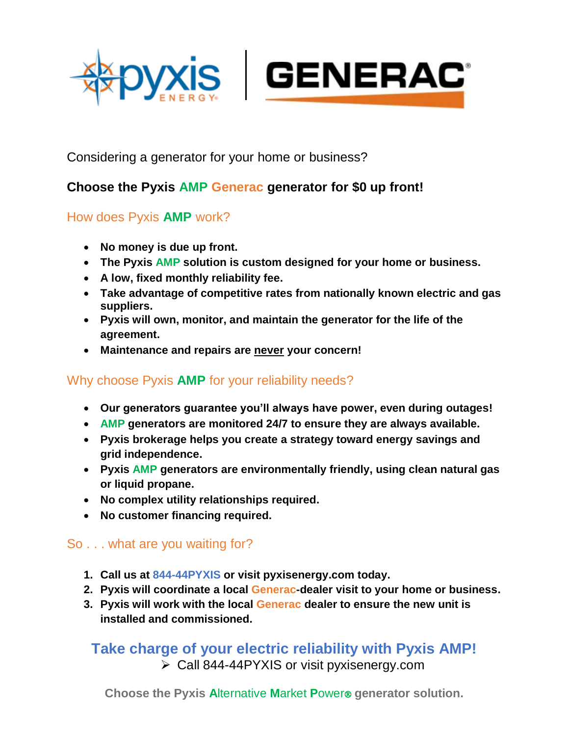Considering a generator for your home or business?

**Choose the Pyxis AMP Generac generator for $0 up front!**

## How does Pyxis **AMP** work?

- **No money is due up front.**
- **The Pyxis AMP solution is custom designed for your home or business.**
- **A low, fixed monthly reliability fee.**
- **Take advantage of competitive rates from nationally known electric and gas suppliers.**
- **Pyxis will own, monitor, and maintain the generator for the life of the agreement.**
- **Maintenance and repairs are <u>never</u> your concern!**

## Why choose Pyxis **AMP** for your reliability needs?

- **Our generators guarantee you'll always have power, even during outages!**
- **AMP generators are monitored 24/7 to ensure they are always available.**
- **Pyxis brokerage helps you create a strategy toward energy savings and grid independence.**
- **Pyxis AMP generators are environmentally friendly, using clean natural gas or liquid propane.**
- **No complex utility relationships required.**
- **No customer financing required.**

## So . . . what are you waiting for?

1. **Call us at 844-44PYXIS or visit pyxisenergy.com today.**
2. **Pyxis will coordinate a local Generac-dealer visit to your home or business.**
3. **Pyxis will work with the local Generac dealer to ensure the new unit is installed and commissioned.**

## Take charge of your electric reliability with Pyxis AMP!

- Call 844-44PYXIS or visit pyxisenergy.com

**Choose the Pyxis Alternative Market Power® generator solution.**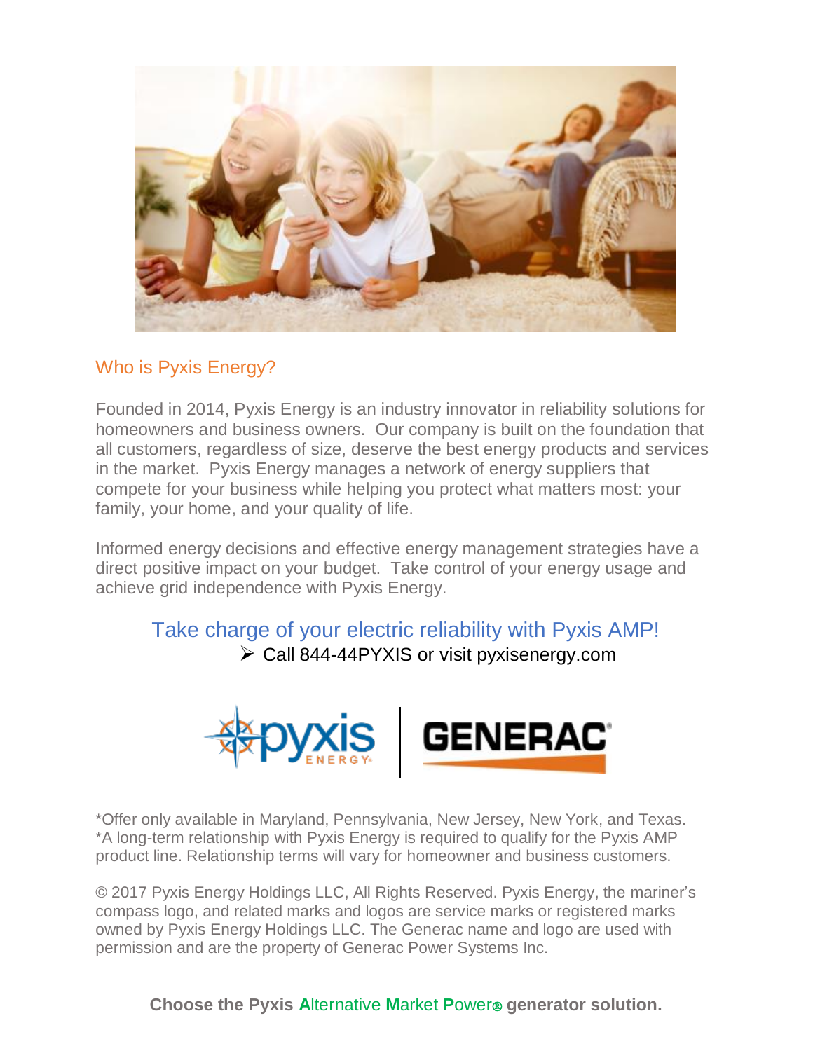## Who is Pyxis Energy?

Founded in 2014, Pyxis Energy is an industry innovator in reliability solutions for homeowners and business owners. Our company is built on the foundation that all customers, regardless of size, deserve the best energy products and services in the market. Pyxis Energy manages a network of energy suppliers that compete for your business while helping you protect what matters most: your family, your home, and your quality of life.

Informed energy decisions and effective energy management strategies have a direct positive impact on your budget. Take control of your energy usage and achieve grid independence with Pyxis Energy.

### Take charge of your electric reliability with Pyxis AMP!

- Call 844-44PYXIS or visit pyxisenergy.com

*Offer only available in Maryland, Pennsylvania, New Jersey, New York, and Texas.
*A long-term relationship with Pyxis Energy is required to qualify for the Pyxis AMP product line. Relationship terms will vary for homeowner and business customers.

© 2017 Pyxis Energy Holdings LLC, All Rights Reserved. Pyxis Energy, the mariner's compass logo, and related marks and logos are service marks or registered marks owned by Pyxis Energy Holdings LLC. The Generac name and logo are used with permission and are the property of Generac Power Systems Inc.

**Choose the Pyxis Alternative Market Power® generator solution.**